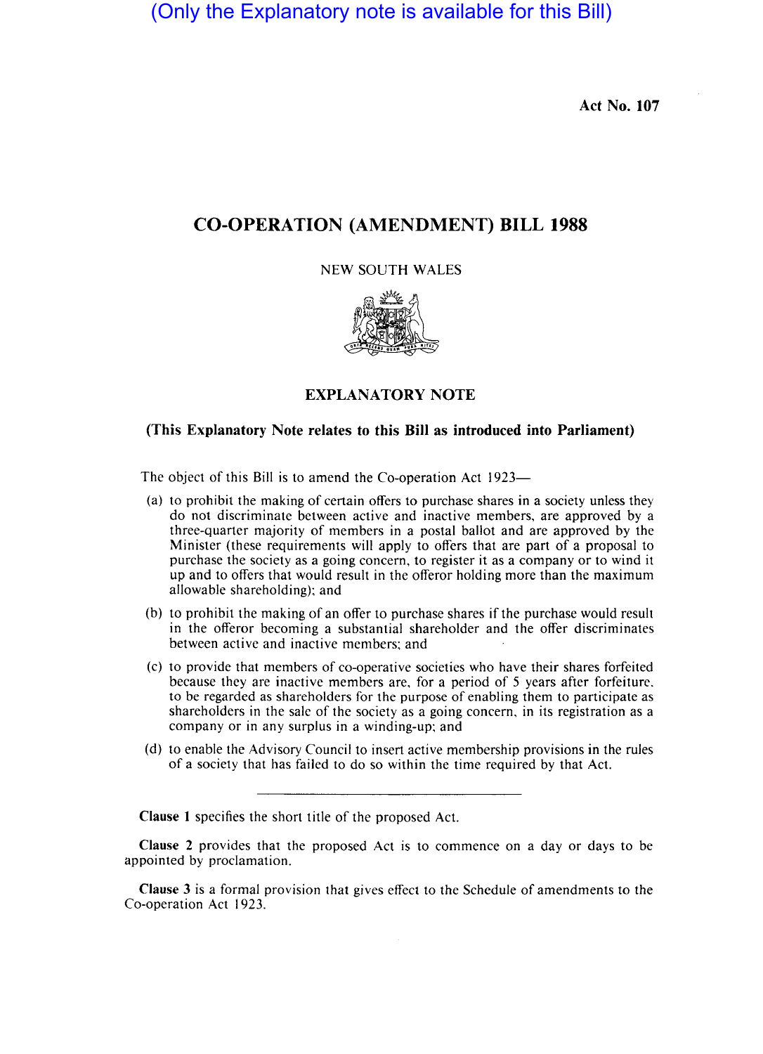(Only the Explanatory note is available for this Bill)

Act No. 107

# CO-OPERATION (AMENDMENT) BILL 1988

NEW SOUTH WALES

## EXPLANATORY NOTE

### (This Explanatory Note relates to this Bill as introduced into Parliament)

The object of this Bill is to amend the Co-operation Act 1923—

(a) to prohibit the making of certain offers to purchase shares in a society unless they do not discriminate between active and inactive members, are approved by a three-quarter majority of members in a postal ballot and are approved by the Minister (these requirements will apply to offers that are part of a proposal to purchase the society as a going concern, to register it as a company or to wind it up and to offers that would result in the offeror holding more than the maximum allowable shareholding); and

(b) to prohibit the making of an offer to purchase shares if the purchase would result in the offeror becoming a substantial shareholder and the offer discriminates between active and inactive members; and

(c) to provide that members of co-operative societies who have their shares forfeited because they are inactive members are, for a period of 5 years after forfeiture, to be regarded as shareholders for the purpose of enabling them to participate as shareholders in the sale of the society as a going concern, in its registration as a company or in any surplus in a winding-up; and

(d) to enable the Advisory Council to insert active membership provisions in the rules of a society that has failed to do so within the time required by that Act.

---

**Clause 1** specifies the short title of the proposed Act.

**Clause 2** provides that the proposed Act is to commence on a day or days to be appointed by proclamation.

**Clause 3** is a formal provision that gives effect to the Schedule of amendments to the Co-operation Act 1923.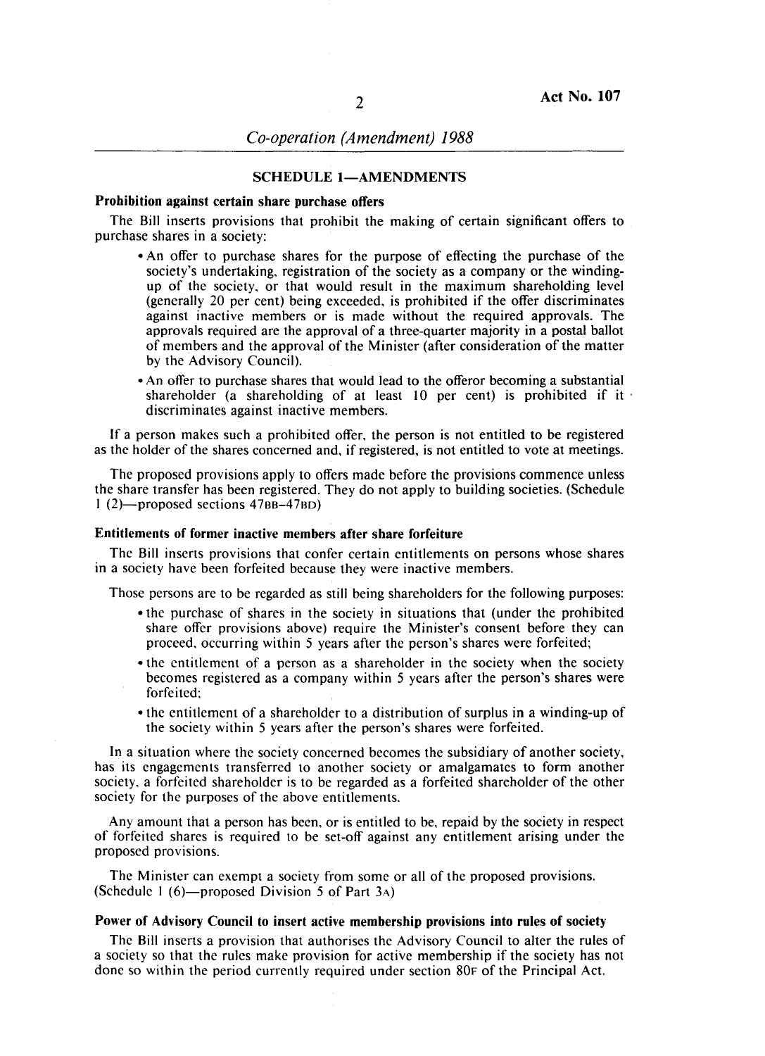## SCHEDULE 1—AMENDMENTS

**Prohibition against certain share purchase offers**

The Bill inserts provisions that prohibit the making of certain significant offers to purchase shares in a society:

- An offer to purchase shares for the purpose of effecting the purchase of the society's undertaking, registration of the society as a company or the winding-up of the society, or that would result in the maximum shareholding level (generally 20 per cent) being exceeded, is prohibited if the offer discriminates against inactive members or is made without the required approvals. The approvals required are the approval of a three-quarter majority in a postal ballot of members and the approval of the Minister (after consideration of the matter by the Advisory Council).
- An offer to purchase shares that would lead to the offeror becoming a substantial shareholder (a shareholding of at least 10 per cent) is prohibited if it discriminates against inactive members.

If a person makes such a prohibited offer, the person is not entitled to be registered as the holder of the shares concerned and, if registered, is not entitled to vote at meetings.

The proposed provisions apply to offers made before the provisions commence unless the share transfer has been registered. They do not apply to building societies. (Schedule 1 (2)—proposed sections 47BB–47BD)

**Entitlements of former inactive members after share forfeiture**

The Bill inserts provisions that confer certain entitlements on persons whose shares in a society have been forfeited because they were inactive members.

Those persons are to be regarded as still being shareholders for the following purposes:

- the purchase of shares in the society in situations that (under the prohibited share offer provisions above) require the Minister's consent before they can proceed, occurring within 5 years after the person's shares were forfeited;
- the entitlement of a person as a shareholder in the society when the society becomes registered as a company within 5 years after the person's shares were forfeited;
- the entitlement of a shareholder to a distribution of surplus in a winding-up of the society within 5 years after the person's shares were forfeited.

In a situation where the society concerned becomes the subsidiary of another society, has its engagements transferred to another society or amalgamates to form another society, a forfeited shareholder is to be regarded as a forfeited shareholder of the other society for the purposes of the above entitlements.

Any amount that a person has been, or is entitled to be, repaid by the society in respect of forfeited shares is required to be set-off against any entitlement arising under the proposed provisions.

The Minister can exempt a society from some or all of the proposed provisions. (Schedule 1 (6)—proposed Division 5 of Part 3A)

**Power of Advisory Council to insert active membership provisions into rules of society**

The Bill inserts a provision that authorises the Advisory Council to alter the rules of a society so that the rules make provision for active membership if the society has not done so within the period currently required under section 80F of the Principal Act.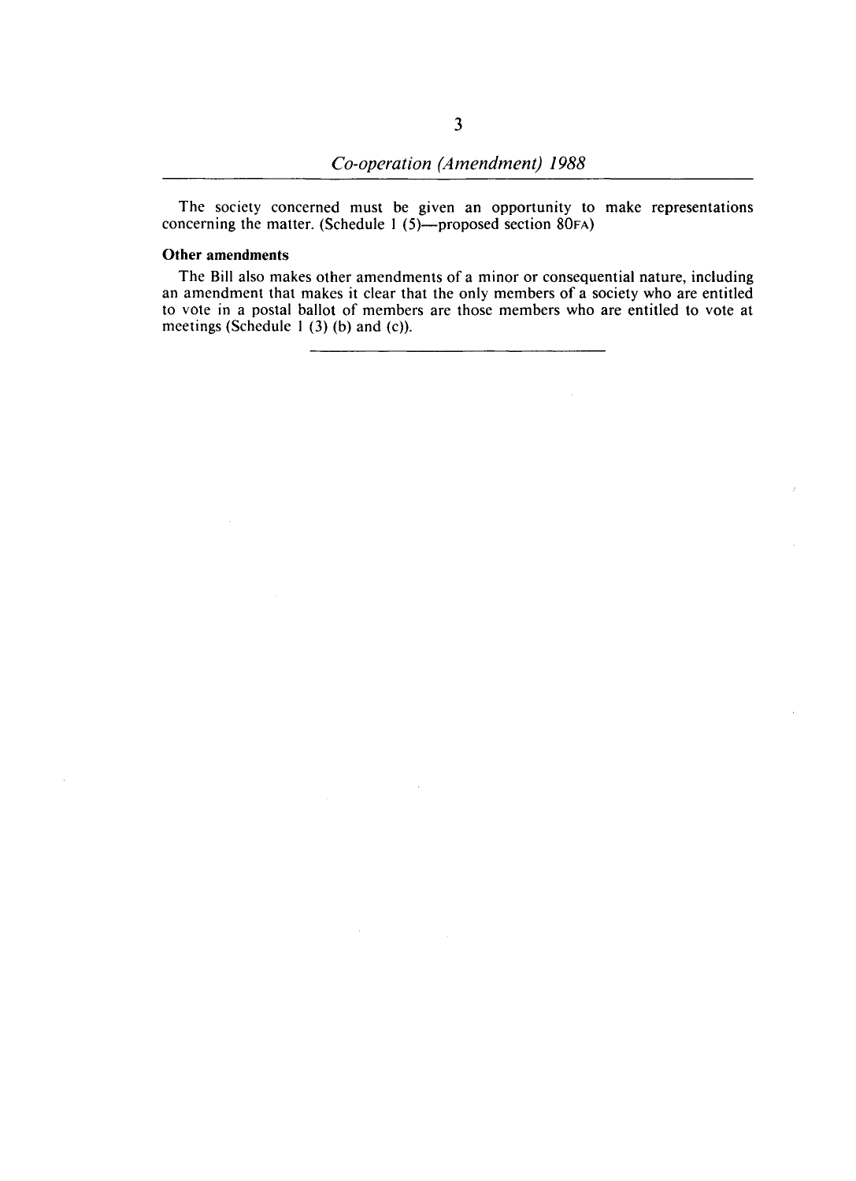The society concerned must be given an opportunity to make representations concerning the matter. (Schedule 1 (5)—proposed section 80FA)

**Other amendments**

The Bill also makes other amendments of a minor or consequential nature, including an amendment that makes it clear that the only members of a society who are entitled to vote in a postal ballot of members are those members who are entitled to vote at meetings (Schedule 1 (3) (b) and (c)).